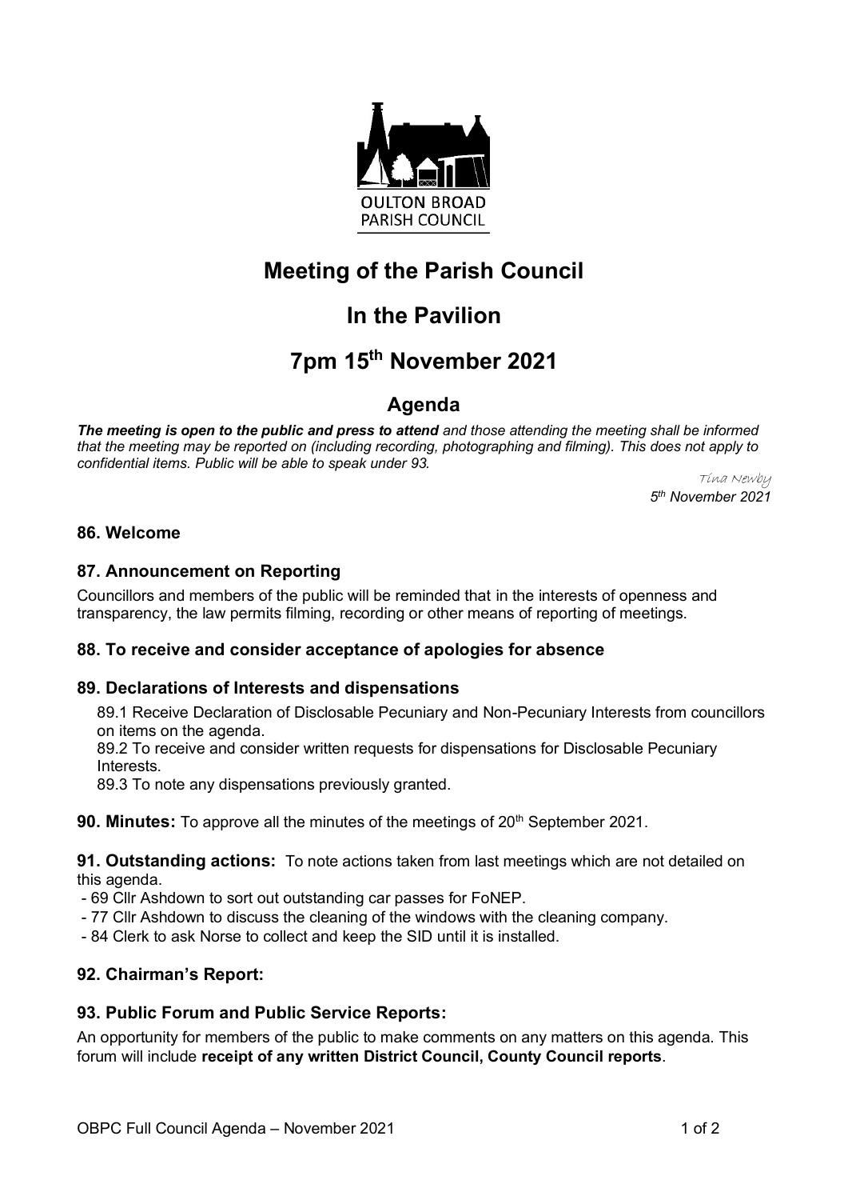OULTON BROAD PARISH COUNCIL

# Meeting of the Parish Council

# In the Pavilion

# 7pm 15th November 2021

## Agenda

***The meeting is open to the public and press to attend** and those attending the meeting shall be informed that the meeting may be reported on (including recording, photographing and filming). This does not apply to confidential items. Public will be able to speak under 93.*

Tina Newby
*5th November 2021*

### 86. Welcome

### 87. Announcement on Reporting

Councillors and members of the public will be reminded that in the interests of openness and transparency, the law permits filming, recording or other means of reporting of meetings.

### 88. To receive and consider acceptance of apologies for absence

### 89. Declarations of Interests and dispensations

89.1 Receive Declaration of Disclosable Pecuniary and Non-Pecuniary Interests from councillors on items on the agenda.
89.2 To receive and consider written requests for dispensations for Disclosable Pecuniary Interests.
89.3 To note any dispensations previously granted.

**90. Minutes:** To approve all the minutes of the meetings of 20th September 2021.

**91. Outstanding actions:** To note actions taken from last meetings which are not detailed on this agenda.

- 69 Cllr Ashdown to sort out outstanding car passes for FoNEP.
- 77 Cllr Ashdown to discuss the cleaning of the windows with the cleaning company.
- 84 Clerk to ask Norse to collect and keep the SID until it is installed.

### 92. Chairman's Report:

### 93. Public Forum and Public Service Reports:

An opportunity for members of the public to make comments on any matters on this agenda. This forum will include **receipt of any written District Council, County Council reports**.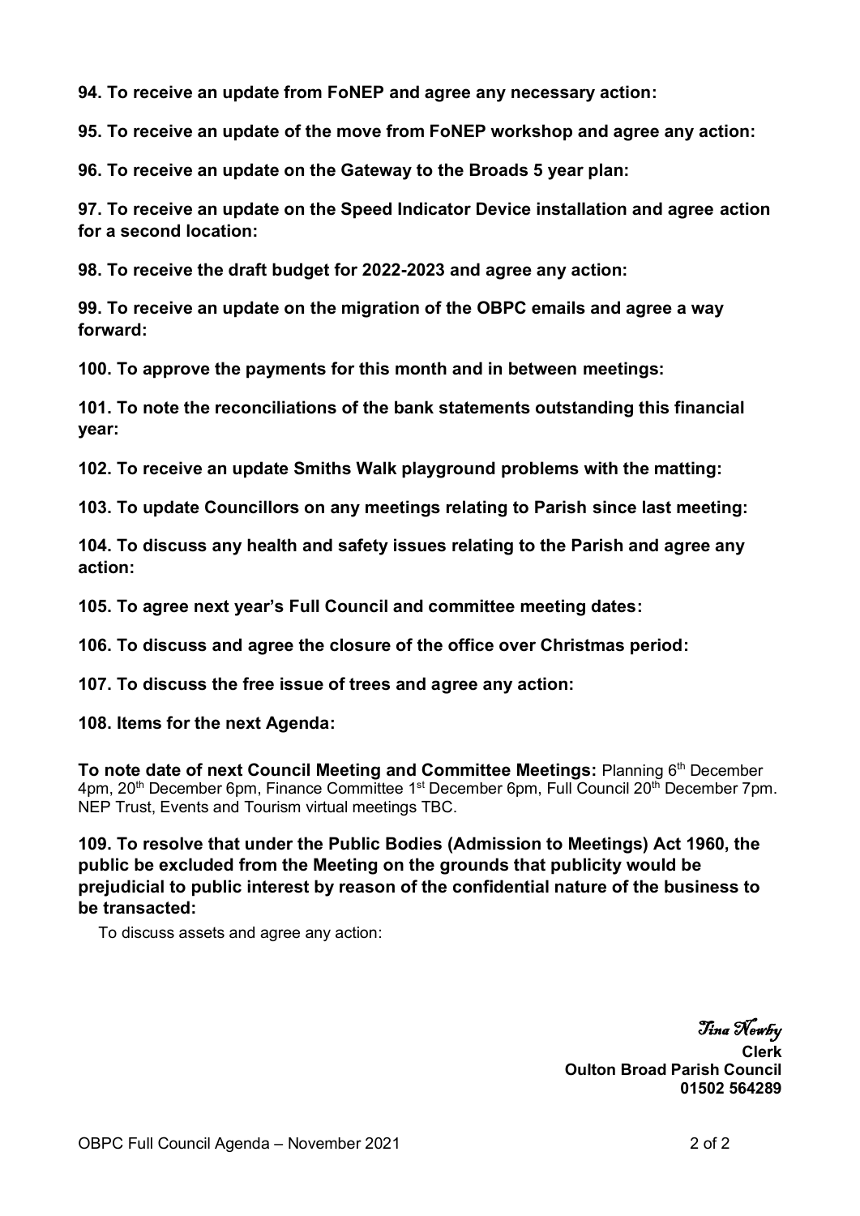**94. To receive an update from FoNEP and agree any necessary action:**

**95. To receive an update of the move from FoNEP workshop and agree any action:**

**96. To receive an update on the Gateway to the Broads 5 year plan:**

**97. To receive an update on the Speed Indicator Device installation and agree action for a second location:**

**98. To receive the draft budget for 2022-2023 and agree any action:**

**99. To receive an update on the migration of the OBPC emails and agree a way forward:**

**100. To approve the payments for this month and in between meetings:**

**101. To note the reconciliations of the bank statements outstanding this financial year:**

**102. To receive an update Smiths Walk playground problems with the matting:**

**103. To update Councillors on any meetings relating to Parish since last meeting:**

**104. To discuss any health and safety issues relating to the Parish and agree any action:**

**105. To agree next year's Full Council and committee meeting dates:**

**106. To discuss and agree the closure of the office over Christmas period:**

**107. To discuss the free issue of trees and agree any action:**

**108. Items for the next Agenda:**

**To note date of next Council Meeting and Committee Meetings:** Planning 6th December 4pm, 20th December 6pm, Finance Committee 1st December 6pm, Full Council 20th December 7pm. NEP Trust, Events and Tourism virtual meetings TBC.

**109. To resolve that under the Public Bodies (Admission to Meetings) Act 1960, the public be excluded from the Meeting on the grounds that publicity would be prejudicial to public interest by reason of the confidential nature of the business to be transacted:**

To discuss assets and agree any action:

*Tina Newby*
**Clerk**
**Oulton Broad Parish Council**
**01502 564289**